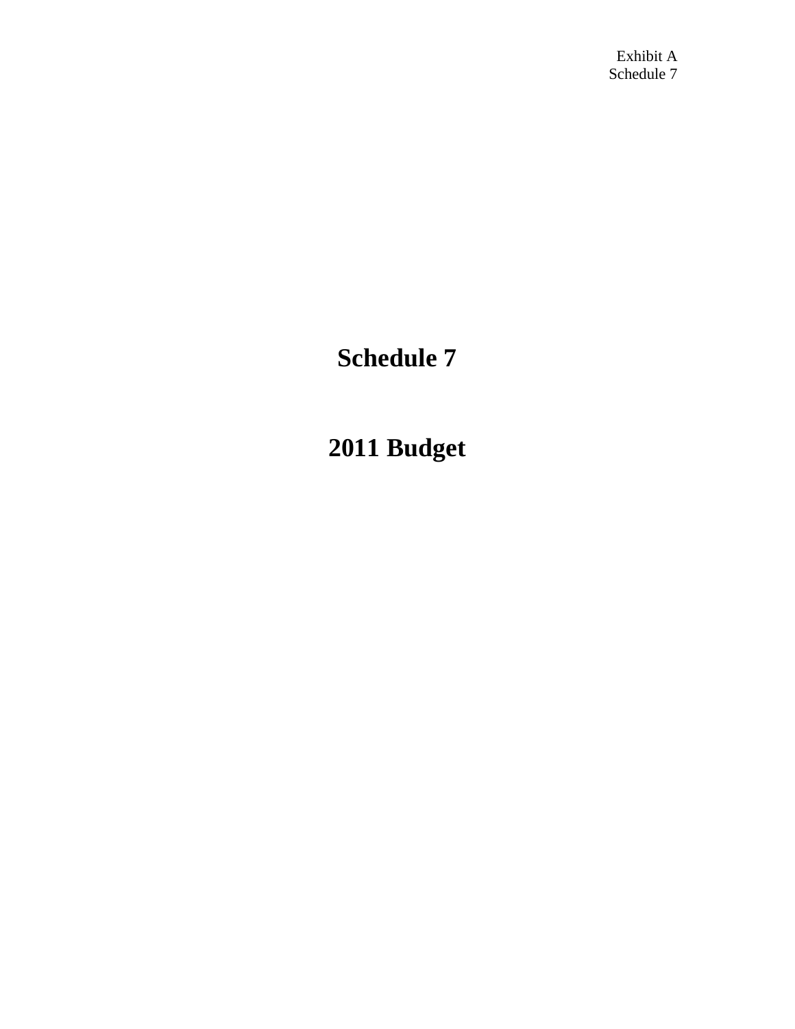Exhibit A
Schedule 7

# Schedule 7

# 2011 Budget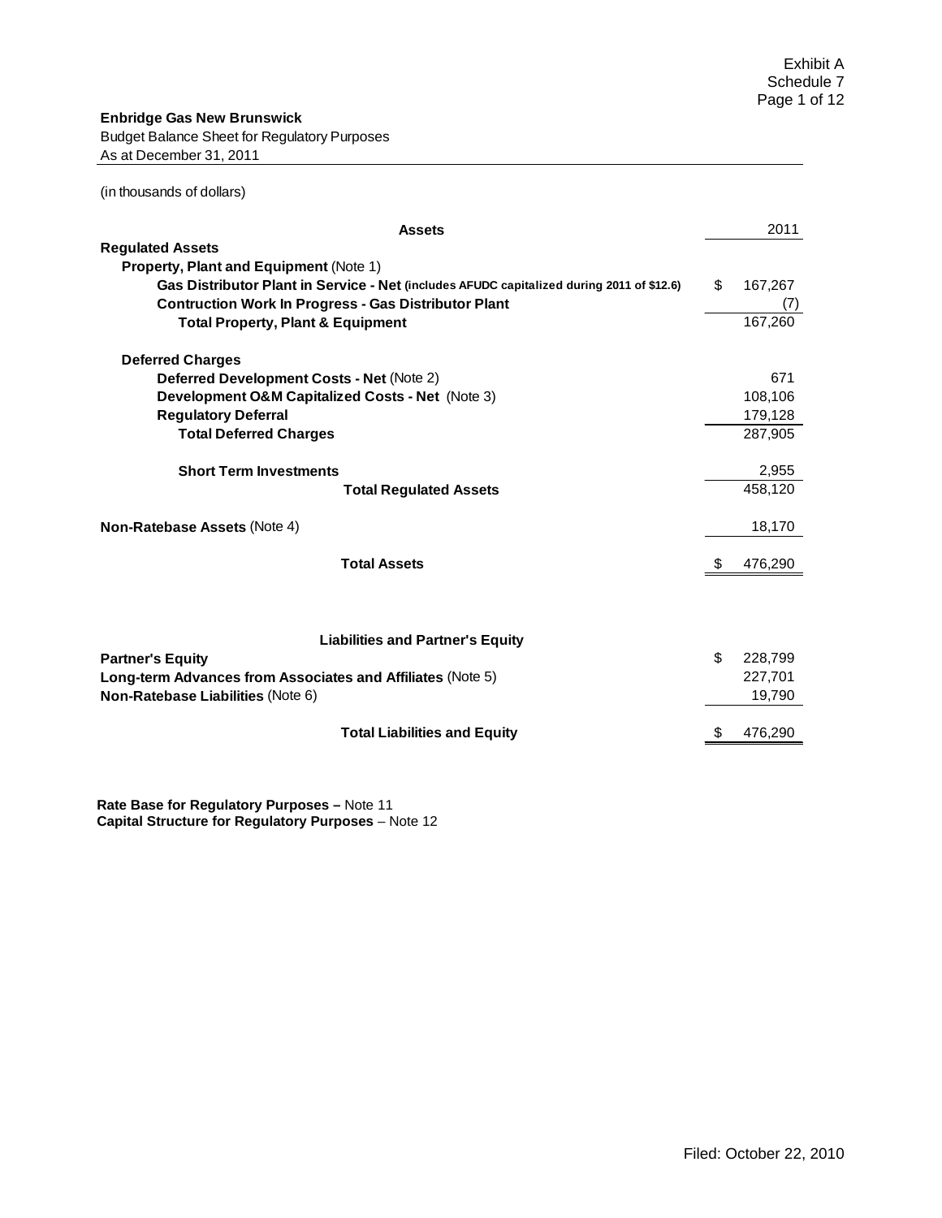Exhibit A
Schedule 7

**Enbridge Gas New Brunswick**
Budget Balance Sheet for Regulatory Purposes
As at December 31, 2011

(in thousands of dollars)

| **Assets** | 2011 |
|---|---|
| **Regulated Assets** | |
| **Property, Plant and Equipment** (Note 1) | |
| **Gas Distributor Plant in Service - Net (includes AFUDC capitalized during 2011 of $12.6)** | $ 167,267 |
| **Contruction Work In Progress - Gas Distributor Plant** | (7) |
| **Total Property, Plant & Equipment** | 167,260 |
| **Deferred Charges** | |
| **Deferred Development Costs - Net** (Note 2) | 671 |
| **Development O&M Capitalized Costs - Net** (Note 3) | 108,106 |
| **Regulatory Deferral** | 179,128 |
| **Total Deferred Charges** | 287,905 |
| **Short Term Investments** | 2,955 |
| **Total Regulated Assets** | 458,120 |
| **Non-Ratebase Assets** (Note 4) | 18,170 |
| **Total Assets** | $ 476,290 |

| **Liabilities and Partner's Equity** | |
|---|---|
| **Partner's Equity** | $ 228,799 |
| **Long-term Advances from Associates and Affiliates** (Note 5) | 227,701 |
| **Non-Ratebase Liabilities** (Note 6) | 19,790 |
| **Total Liabilities and Equity** | $ 476,290 |

**Rate Base for Regulatory Purposes –** Note 11
**Capital Structure for Regulatory Purposes** – Note 12

Filed: October 22, 2010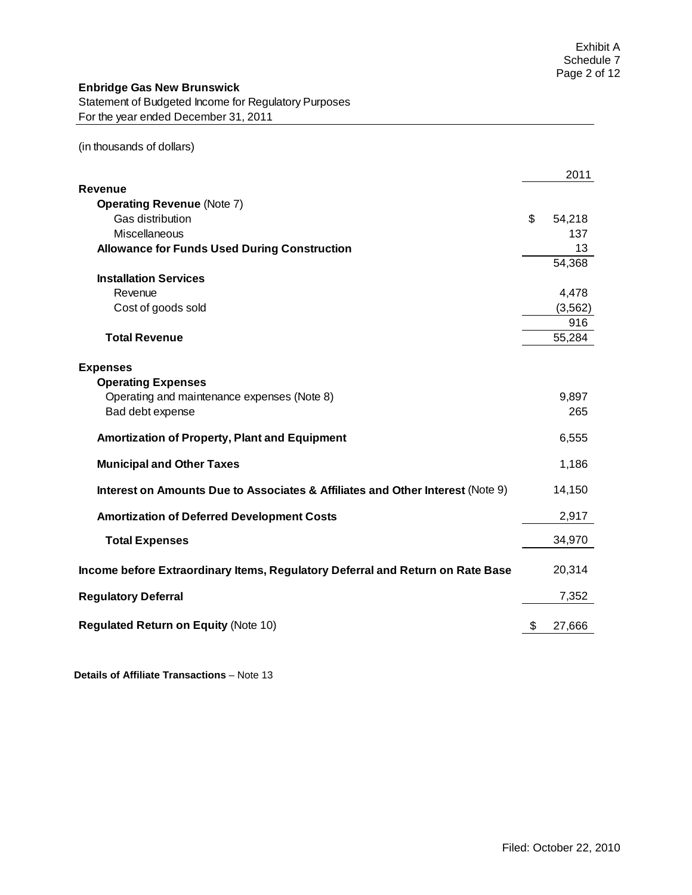Exhibit A
Schedule 7
Page 2 of 12

**Enbridge Gas New Brunswick**
Statement of Budgeted Income for Regulatory Purposes
For the year ended December 31, 2011

(in thousands of dollars)

| | 2011 |
|---|---|
| **Revenue** | |
| **Operating Revenue** (Note 7) | |
| Gas distribution | $ 54,218 |
| Miscellaneous | 137 |
| **Allowance for Funds Used During Construction** | 13 |
| | 54,368 |
| **Installation Services** | |
| Revenue | 4,478 |
| Cost of goods sold | (3,562) |
| | 916 |
| **Total Revenue** | 55,284 |
| **Expenses** | |
| **Operating Expenses** | |
| Operating and maintenance expenses (Note 8) | 9,897 |
| Bad debt expense | 265 |
| **Amortization of Property, Plant and Equipment** | 6,555 |
| **Municipal and Other Taxes** | 1,186 |
| **Interest on Amounts Due to Associates & Affiliates and Other Interest** (Note 9) | 14,150 |
| **Amortization of Deferred Development Costs** | 2,917 |
| **Total Expenses** | 34,970 |
| **Income before Extraordinary Items, Regulatory Deferral and Return on Rate Base** | 20,314 |
| **Regulatory Deferral** | 7,352 |
| **Regulated Return on Equity** (Note 10) | $ 27,666 |

**Details of Affiliate Transactions** – Note 13

Filed: October 22, 2010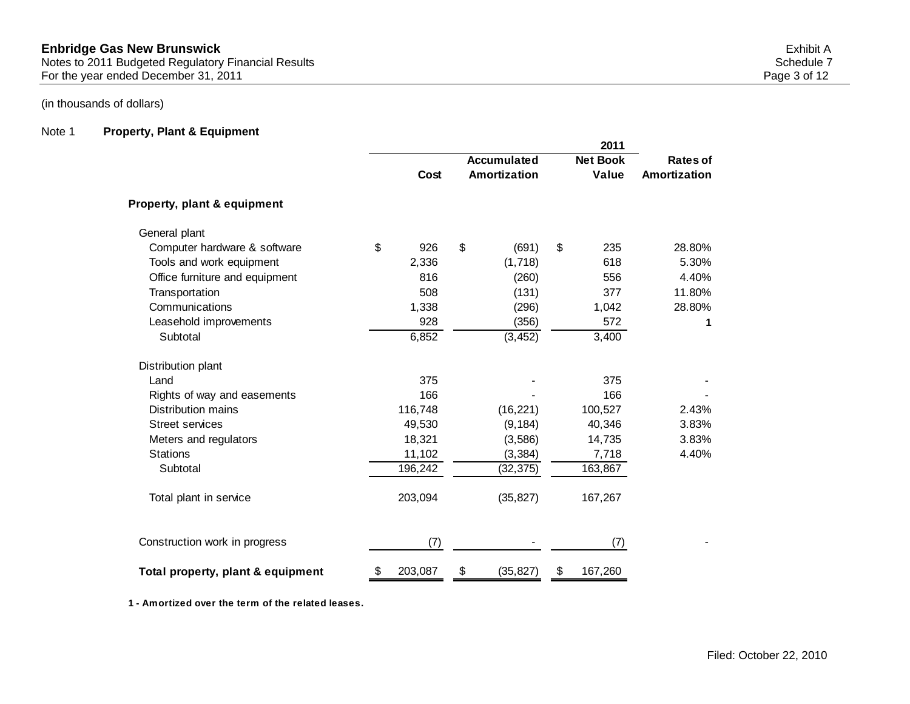**Enbridge Gas New Brunswick**
Notes to 2011 Budgeted Regulatory Financial Results
For the year ended December 31, 2011

Exhibit A
Schedule 7

(in thousands of dollars)

Note 1 **Property, Plant & Equipment**

| | | | 2011 | |
|---|---|---|---|---|
| | **Cost** | **Accumulated Amortization** | **Net Book Value** | **Rates of Amortization** |
| **Property, plant & equipment** | | | | |
| General plant | | | | |
| Computer hardware & software | $ 926 | $ (691) | $ 235 | 28.80% |
| Tools and work equipment | 2,336 | (1,718) | 618 | 5.30% |
| Office furniture and equipment | 816 | (260) | 556 | 4.40% |
| Transportation | 508 | (131) | 377 | 11.80% |
| Communications | 1,338 | (296) | 1,042 | 28.80% |
| Leasehold improvements | 928 | (356) | 572 | **1** |
| Subtotal | 6,852 | (3,452) | 3,400 | |
| Distribution plant | | | | |
| Land | 375 | - | 375 | - |
| Rights of way and easements | 166 | - | 166 | - |
| Distribution mains | 116,748 | (16,221) | 100,527 | 2.43% |
| Street services | 49,530 | (9,184) | 40,346 | 3.83% |
| Meters and regulators | 18,321 | (3,586) | 14,735 | 3.83% |
| Stations | 11,102 | (3,384) | 7,718 | 4.40% |
| Subtotal | 196,242 | (32,375) | 163,867 | |
| Total plant in service | 203,094 | (35,827) | 167,267 | |
| Construction work in progress | (7) | - | (7) | - |
| **Total property, plant & equipment** | $ 203,087 | $ (35,827) | $ 167,260 | |

**1 - Amortized over the term of the related leases.**

Filed: October 22, 2010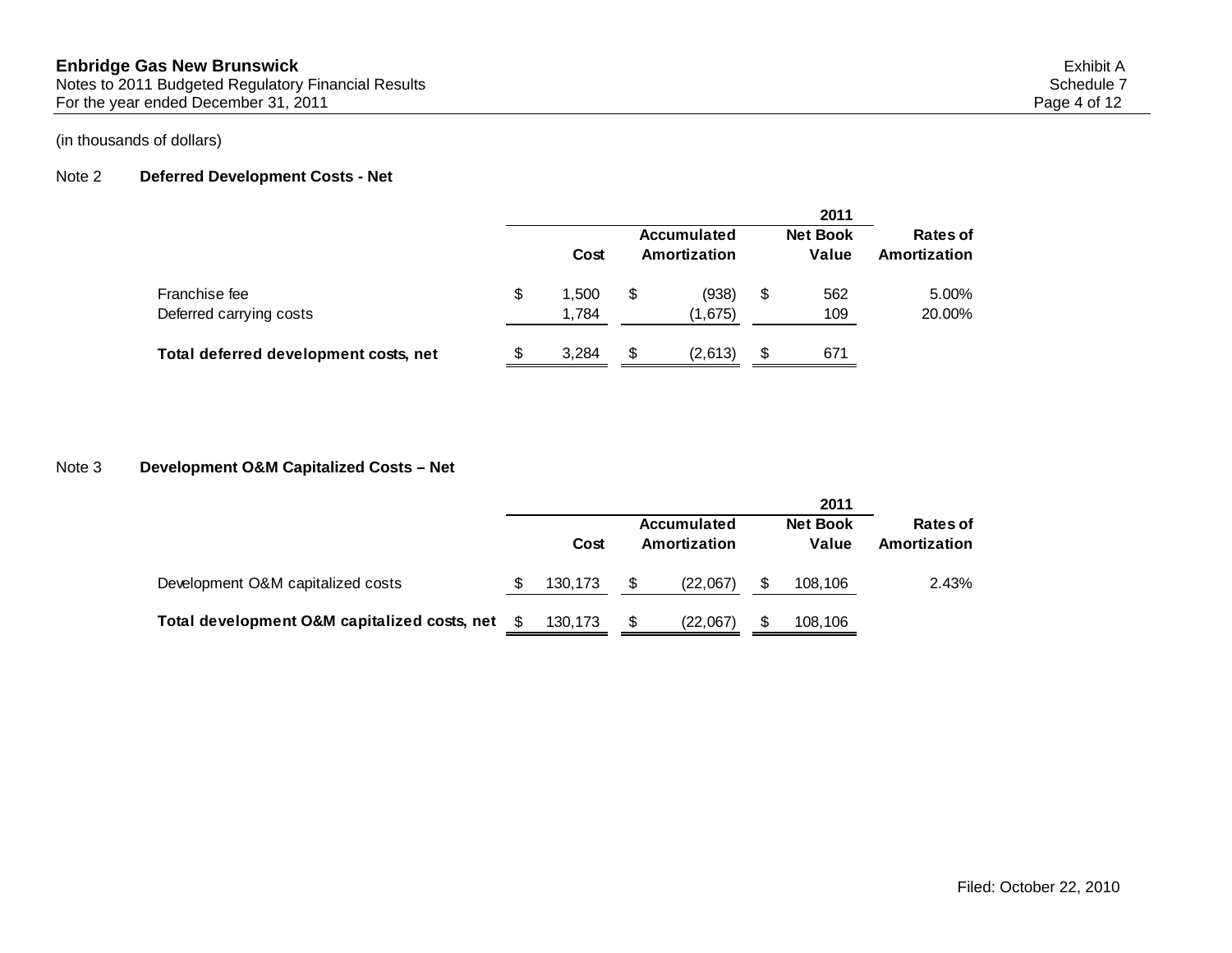(in thousands of dollars)

## Note 2 Deferred Development Costs - Net

| | | | 2011 | |
|---|---|---|---|---|
| | Cost | Accumulated Amortization | Net Book Value | Rates of Amortization |
| Franchise fee | $ 1,500 | $ (938) | $ 562 | 5.00% |
| Deferred carrying costs | 1,784 | (1,675) | 109 | 20.00% |
| **Total deferred development costs, net** | $ 3,284 | $ (2,613) | $ 671 | |

## Note 3 Development O&M Capitalized Costs – Net

| | | | 2011 | |
|---|---|---|---|---|
| | Cost | Accumulated Amortization | Net Book Value | Rates of Amortization |
| Development O&M capitalized costs | $ 130,173 | $ (22,067) | $ 108,106 | 2.43% |
| **Total development O&M capitalized costs, net** | $ 130,173 | $ (22,067) | $ 108,106 | |

Filed: October 22, 2010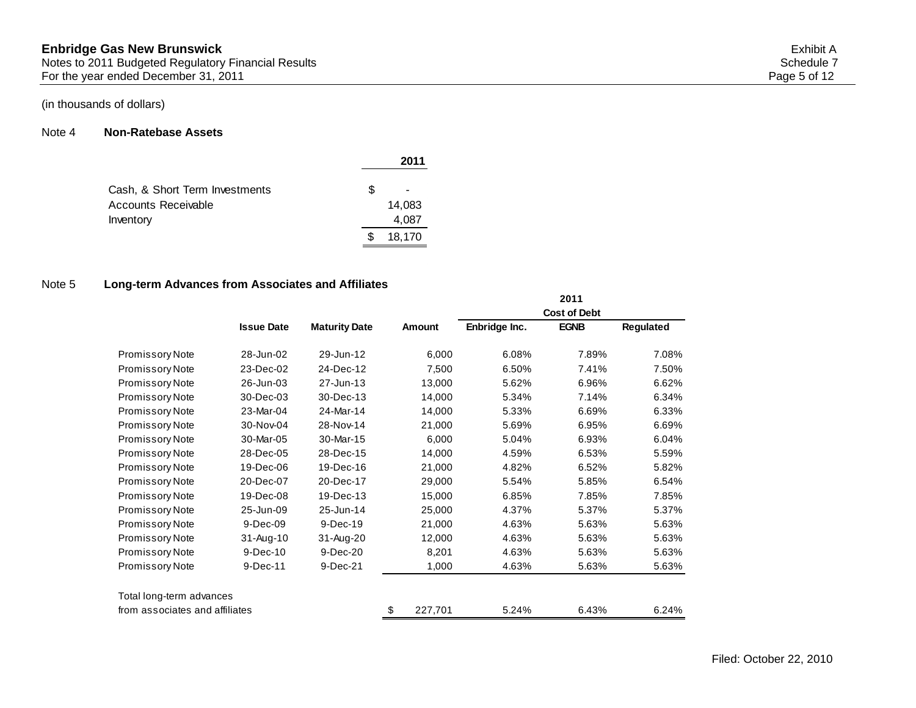(in thousands of dollars)

## Note 4 Non-Ratebase Assets

| | 2011 |
|---|---|
| Cash, & Short Term Investments | $ - |
| Accounts Receivable | 14,083 |
| Inventory | 4,087 |
| | $ 18,170 |

## Note 5 Long-term Advances from Associates and Affiliates

| | Issue Date | Maturity Date | Amount | 2011 Cost of Debt | | |
|---|---|---|---|---|---|---|
| | | | | Enbridge Inc. | EGNB | Regulated |
| Promissory Note | 28-Jun-02 | 29-Jun-12 | 6,000 | 6.08% | 7.89% | 7.08% |
| Promissory Note | 23-Dec-02 | 24-Dec-12 | 7,500 | 6.50% | 7.41% | 7.50% |
| Promissory Note | 26-Jun-03 | 27-Jun-13 | 13,000 | 5.62% | 6.96% | 6.62% |
| Promissory Note | 30-Dec-03 | 30-Dec-13 | 14,000 | 5.34% | 7.14% | 6.34% |
| Promissory Note | 23-Mar-04 | 24-Mar-14 | 14,000 | 5.33% | 6.69% | 6.33% |
| Promissory Note | 30-Nov-04 | 28-Nov-14 | 21,000 | 5.69% | 6.95% | 6.69% |
| Promissory Note | 30-Mar-05 | 30-Mar-15 | 6,000 | 5.04% | 6.93% | 6.04% |
| Promissory Note | 28-Dec-05 | 28-Dec-15 | 14,000 | 4.59% | 6.53% | 5.59% |
| Promissory Note | 19-Dec-06 | 19-Dec-16 | 21,000 | 4.82% | 6.52% | 5.82% |
| Promissory Note | 20-Dec-07 | 20-Dec-17 | 29,000 | 5.54% | 5.85% | 6.54% |
| Promissory Note | 19-Dec-08 | 19-Dec-13 | 15,000 | 6.85% | 7.85% | 7.85% |
| Promissory Note | 25-Jun-09 | 25-Jun-14 | 25,000 | 4.37% | 5.37% | 5.37% |
| Promissory Note | 9-Dec-09 | 9-Dec-19 | 21,000 | 4.63% | 5.63% | 5.63% |
| Promissory Note | 31-Aug-10 | 31-Aug-20 | 12,000 | 4.63% | 5.63% | 5.63% |
| Promissory Note | 9-Dec-10 | 9-Dec-20 | 8,201 | 4.63% | 5.63% | 5.63% |
| Promissory Note | 9-Dec-11 | 9-Dec-21 | 1,000 | 4.63% | 5.63% | 5.63% |
| Total long-term advances from associates and affiliates | | | $ 227,701 | 5.24% | 6.43% | 6.24% |

Filed: October 22, 2010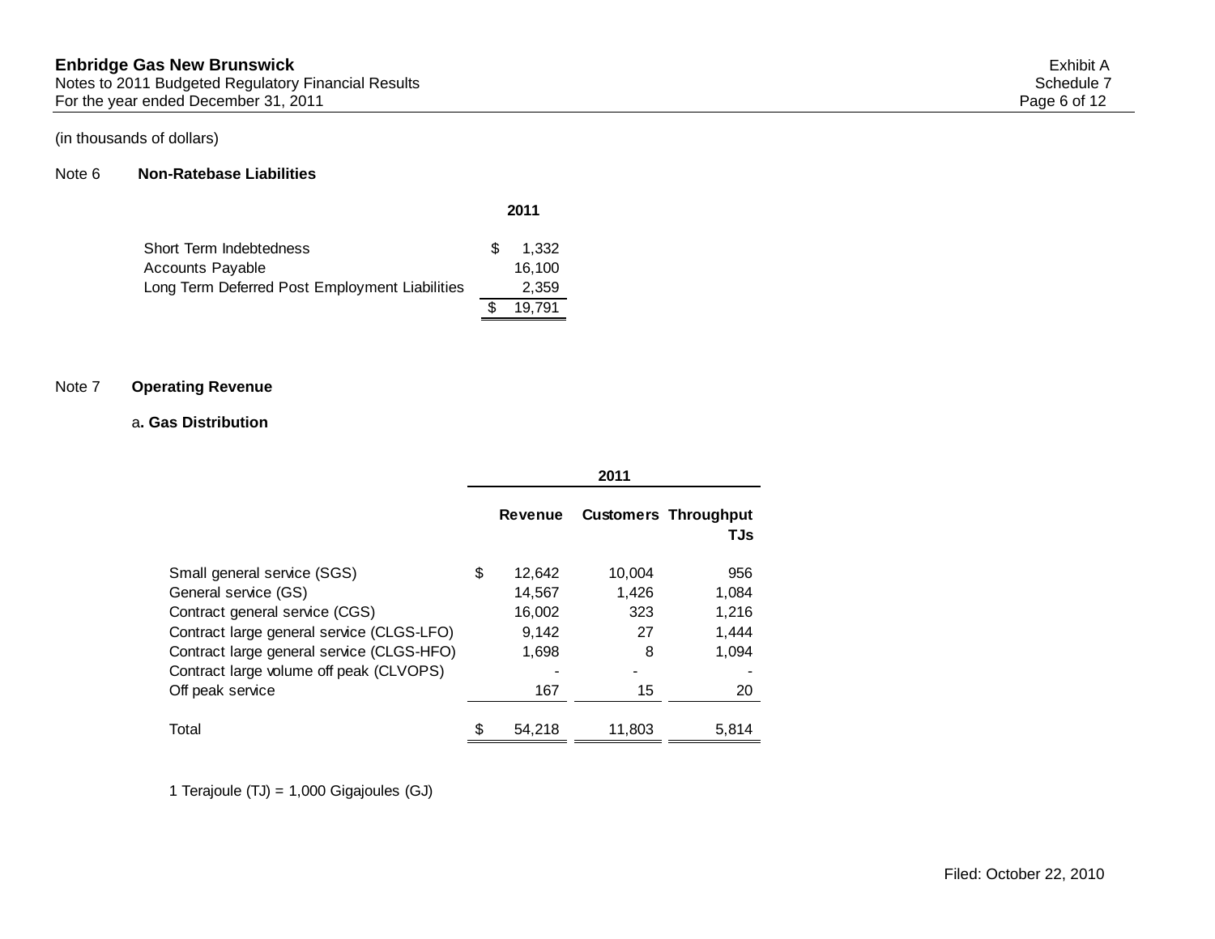(in thousands of dollars)

## Note 6 Non-Ratebase Liabilities

| | 2011 |
|---|---|
| Short Term Indebtedness | $ 1,332 |
| Accounts Payable | 16,100 |
| Long Term Deferred Post Employment Liabilities | 2,359 |
| | $ 19,791 |

## Note 7 Operating Revenue

### a. Gas Distribution

| | 2011 | | |
|---|---|---|---|
| | Revenue | Customers | Throughput TJs |
| Small general service (SGS) | $ 12,642 | 10,004 | 956 |
| General service (GS) | 14,567 | 1,426 | 1,084 |
| Contract general service (CGS) | 16,002 | 323 | 1,216 |
| Contract large general service (CLGS-LFO) | 9,142 | 27 | 1,444 |
| Contract large general service (CLGS-HFO) | 1,698 | 8 | 1,094 |
| Contract large volume off peak (CLVOPS) | - | - | - |
| Off peak service | 167 | 15 | 20 |
| Total | $ 54,218 | 11,803 | 5,814 |

1 Terajoule (TJ) = 1,000 Gigajoules (GJ)

Filed: October 22, 2010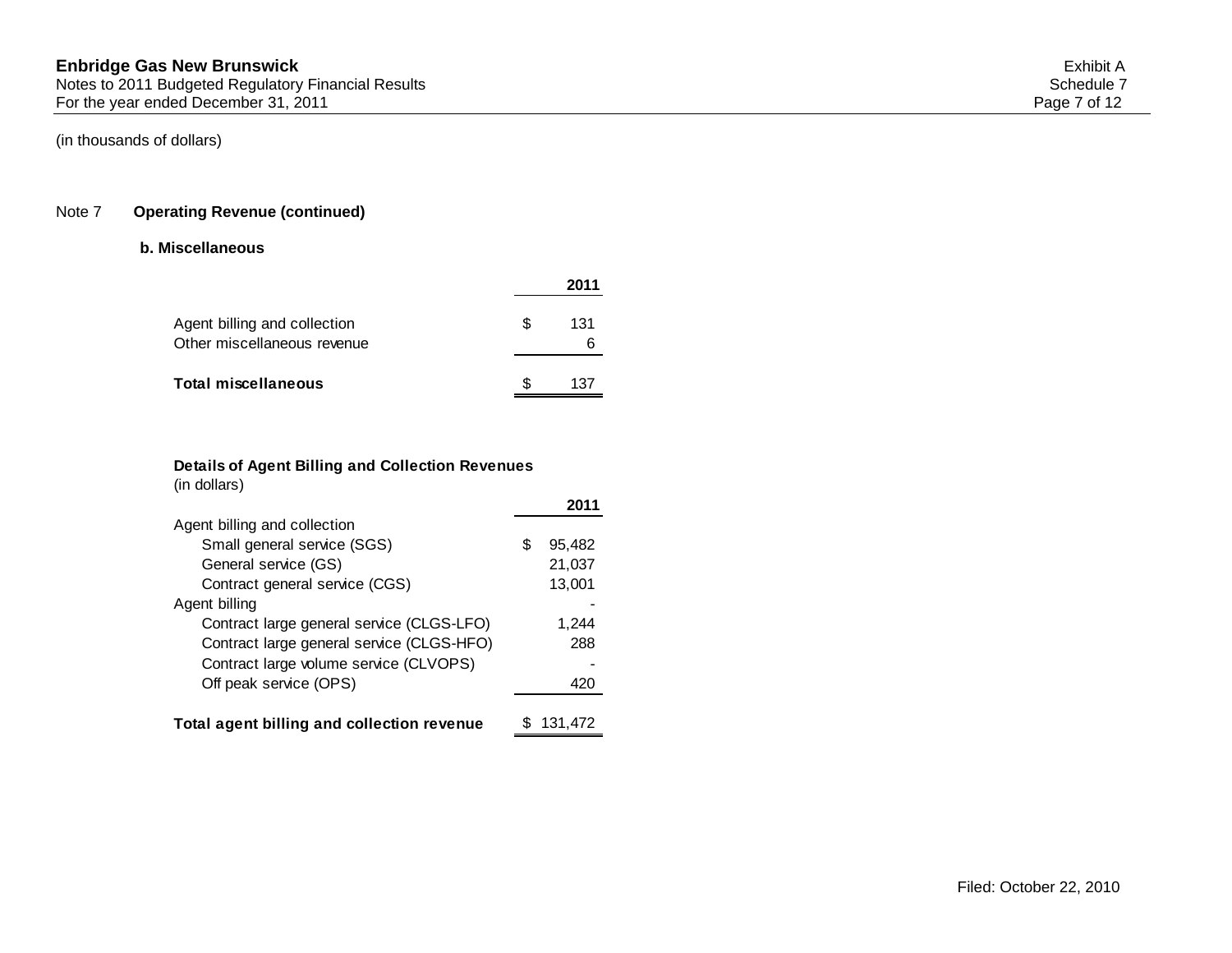(in thousands of dollars)

## Note 7 Operating Revenue (continued)

### b. Miscellaneous

| | 2011 |
|---|---|
| Agent billing and collection | $ 131 |
| Other miscellaneous revenue | 6 |
| **Total miscellaneous** | $ 137 |

**Details of Agent Billing and Collection Revenues**
(in dollars)

| | 2011 |
|---|---|
| Agent billing and collection | |
| Small general service (SGS) | $ 95,482 |
| General service (GS) | 21,037 |
| Contract general service (CGS) | 13,001 |
| Agent billing | - |
| Contract large general service (CLGS-LFO) | 1,244 |
| Contract large general service (CLGS-HFO) | 288 |
| Contract large volume service (CLVOPS) | - |
| Off peak service (OPS) | 420 |
| **Total agent billing and collection revenue** | $ 131,472 |

Filed: October 22, 2010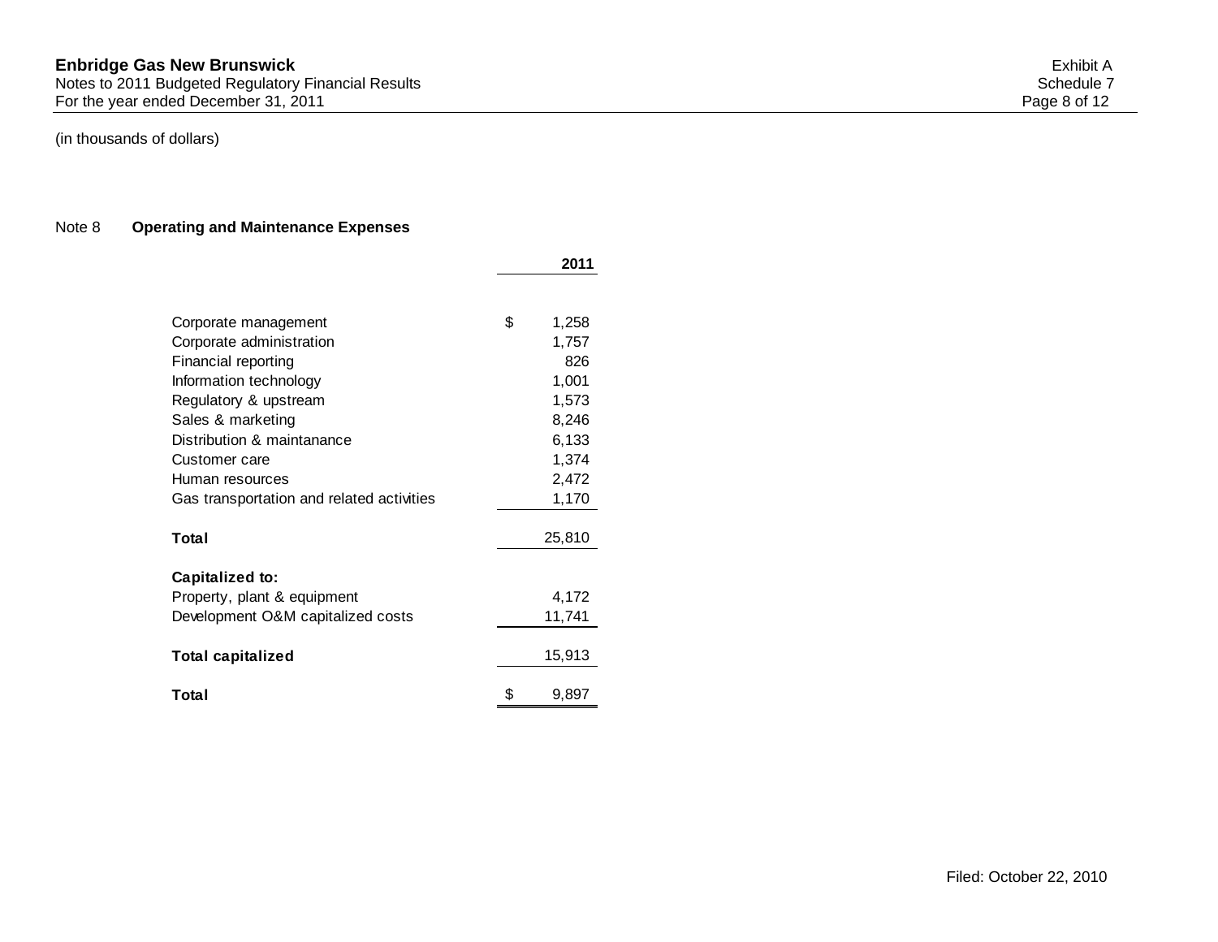(in thousands of dollars)

Note 8 **Operating and Maintenance Expenses**

| | 2011 |
|---|---|
| Corporate management | $ 1,258 |
| Corporate administration | 1,757 |
| Financial reporting | 826 |
| Information technology | 1,001 |
| Regulatory & upstream | 1,573 |
| Sales & marketing | 8,246 |
| Distribution & maintanance | 6,133 |
| Customer care | 1,374 |
| Human resources | 2,472 |
| Gas transportation and related activities | 1,170 |
| **Total** | 25,810 |
| **Capitalized to:** | |
| Property, plant & equipment | 4,172 |
| Development O&M capitalized costs | 11,741 |
| **Total capitalized** | 15,913 |
| **Total** | $ 9,897 |

Filed: October 22, 2010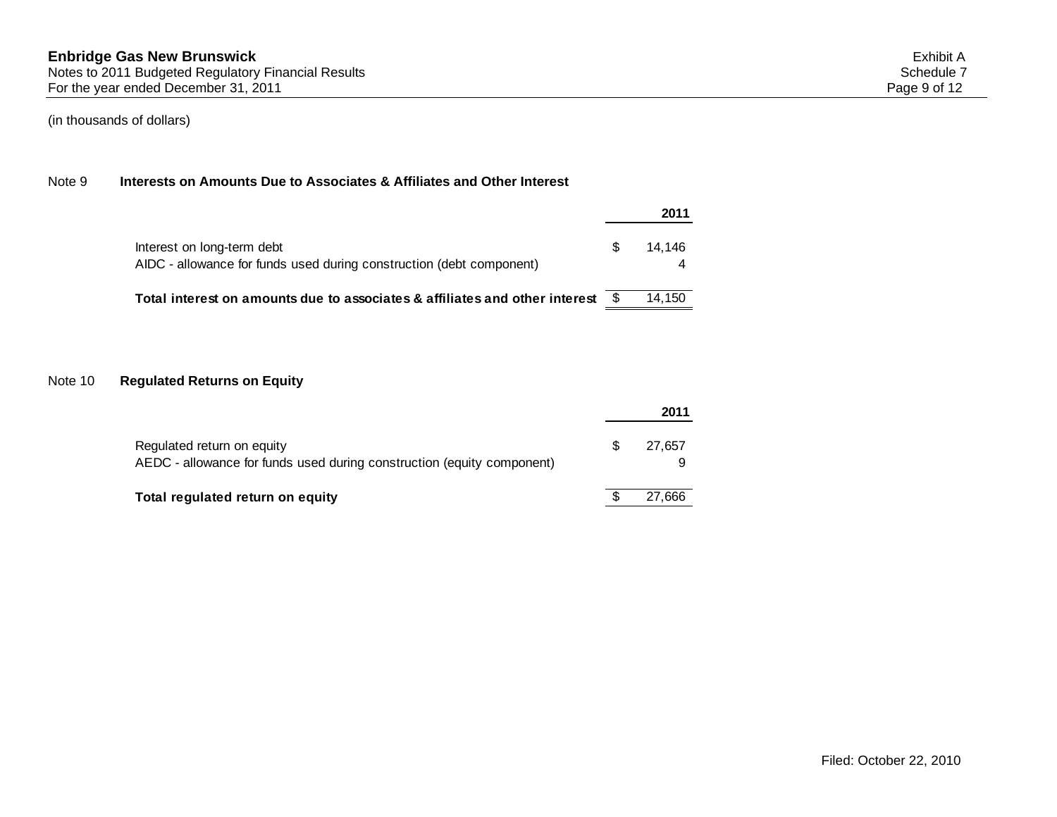(in thousands of dollars)

## Note 9 Interests on Amounts Due to Associates & Affiliates and Other Interest

| | 2011 |
|---|---|
| Interest on long-term debt | $ 14,146 |
| AIDC - allowance for funds used during construction (debt component) | 4 |
| **Total interest on amounts due to associates & affiliates and other interest** | $ 14,150 |

## Note 10 Regulated Returns on Equity

| | 2011 |
|---|---|
| Regulated return on equity | $ 27,657 |
| AEDC - allowance for funds used during construction (equity component) | 9 |
| **Total regulated return on equity** | $ 27,666 |

Filed: October 22, 2010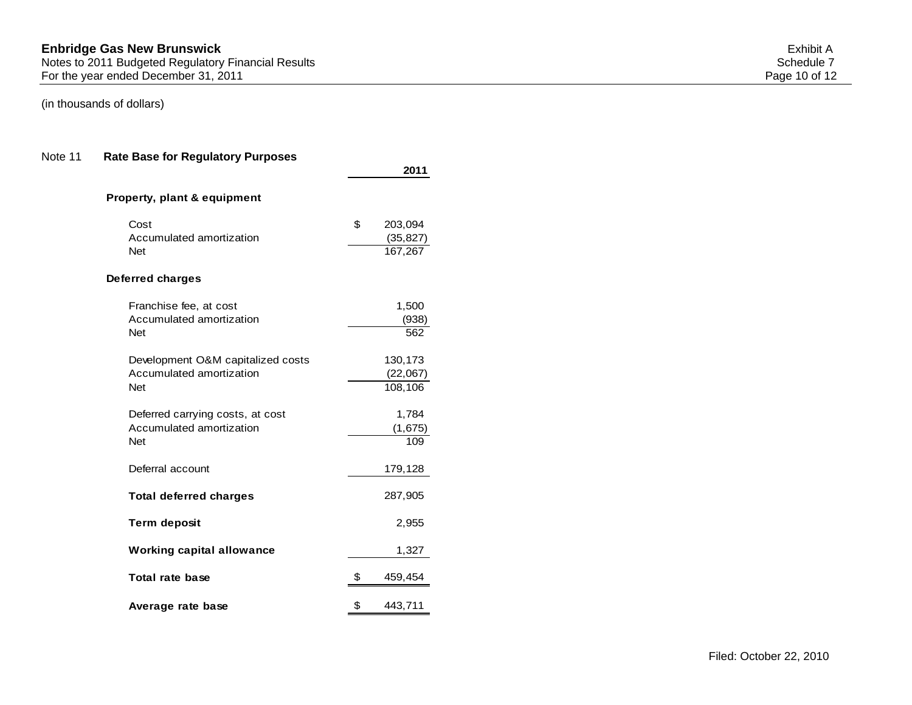(in thousands of dollars)

## Note 11 Rate Base for Regulatory Purposes

| | 2011 |
|---|---|
| **Property, plant & equipment** | |
| Cost | $ 203,094 |
| Accumulated amortization | (35,827) |
| Net | 167,267 |
| **Deferred charges** | |
| Franchise fee, at cost | 1,500 |
| Accumulated amortization | (938) |
| Net | 562 |
| Development O&M capitalized costs | 130,173 |
| Accumulated amortization | (22,067) |
| Net | 108,106 |
| Deferred carrying costs, at cost | 1,784 |
| Accumulated amortization | (1,675) |
| Net | 109 |
| Deferral account | 179,128 |
| **Total deferred charges** | 287,905 |
| **Term deposit** | 2,955 |
| **Working capital allowance** | 1,327 |
| **Total rate base** | $ 459,454 |
| **Average rate base** | $ 443,711 |

Filed: October 22, 2010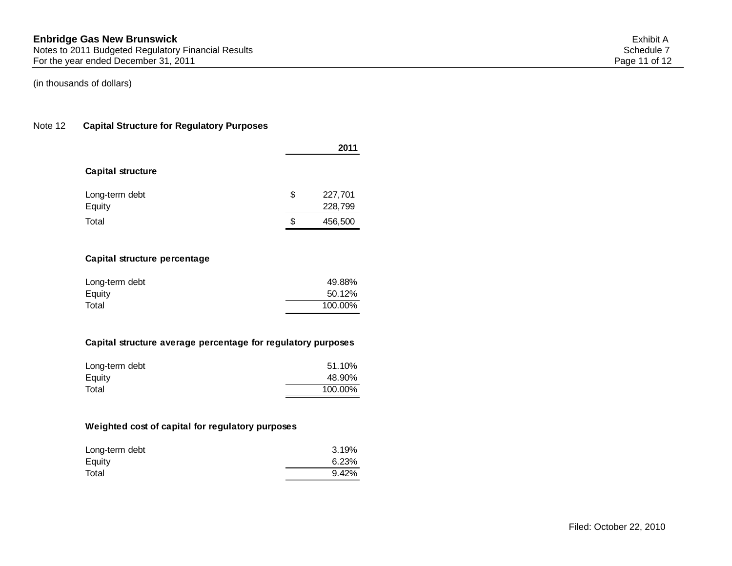**Enbridge Gas New Brunswick**
Notes to 2011 Budgeted Regulatory Financial Results
For the year ended December 31, 2011

Exhibit A
Schedule 7

(in thousands of dollars)

## Note 12 Capital Structure for Regulatory Purposes

| | 2011 |
|---|---|
| **Capital structure** | |
| Long-term debt | $ 227,701 |
| Equity | 228,799 |
| Total | $ 456,500 |
| | |
| **Capital structure percentage** | |
| Long-term debt | 49.88% |
| Equity | 50.12% |
| Total | 100.00% |
| | |
| **Capital structure average percentage for regulatory purposes** | |
| Long-term debt | 51.10% |
| Equity | 48.90% |
| Total | 100.00% |
| | |
| **Weighted cost of capital for regulatory purposes** | |
| Long-term debt | 3.19% |
| Equity | 6.23% |
| Total | 9.42% |

Filed: October 22, 2010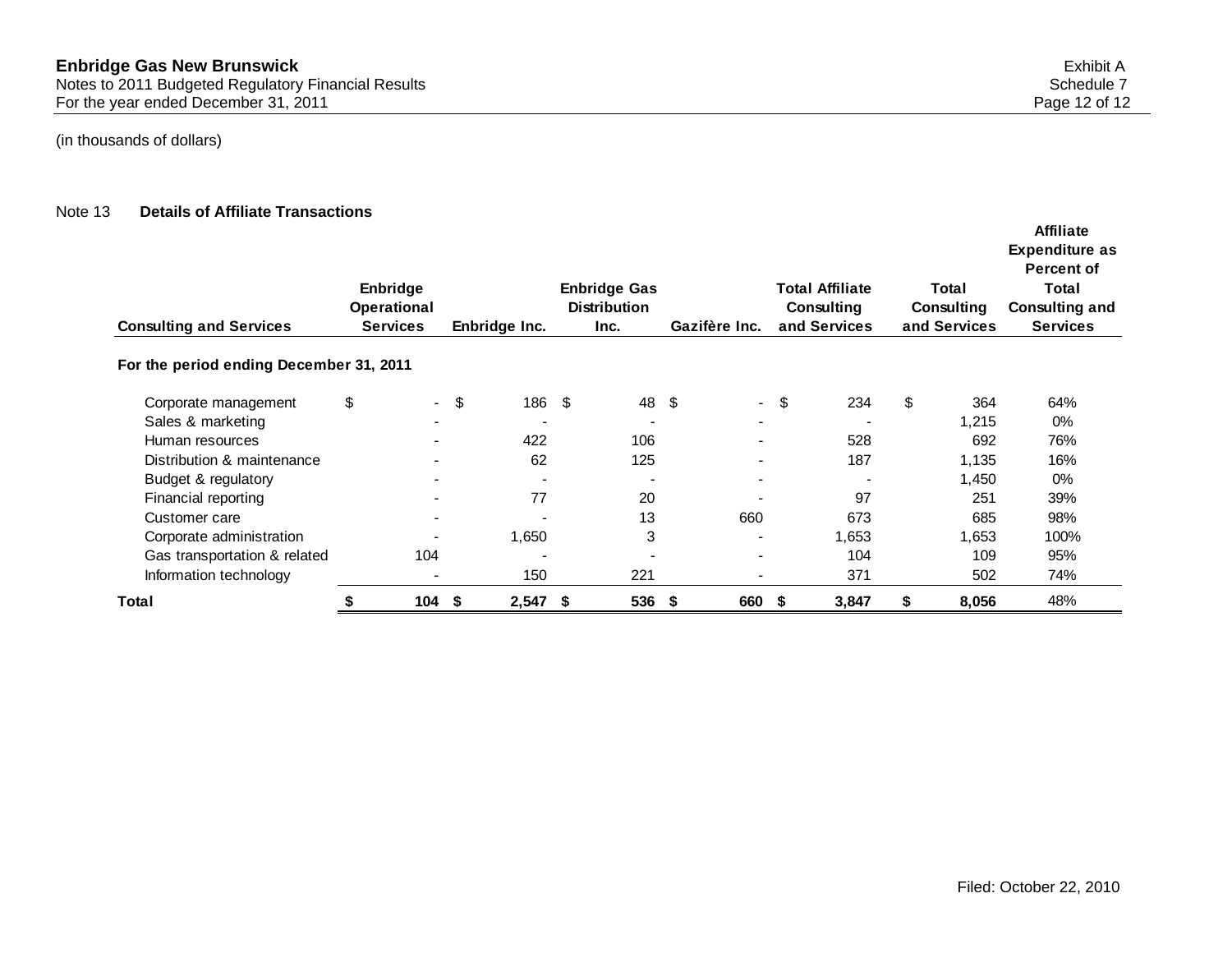**Enbridge Gas New Brunswick**
Notes to 2011 Budgeted Regulatory Financial Results
For the year ended December 31, 2011

Exhibit A
Schedule 7

(in thousands of dollars)

Note 13 **Details of Affiliate Transactions**

| Consulting and Services | Enbridge Operational Services | Enbridge Inc. | Enbridge Gas Distribution Inc. | Gazifère Inc. | Total Affiliate Consulting and Services | Total Consulting and Services | Affiliate Expenditure as Percent of Total Consulting and Services |
|---|---|---|---|---|---|---|---|
| **For the period ending December 31, 2011** | | | | | | | |
| Corporate management | $ - | $ 186 | $ 48 | $ - | $ 234 | $ 364 | 64% |
| Sales & marketing | - | - | - | - | - | 1,215 | 0% |
| Human resources | - | 422 | 106 | - | 528 | 692 | 76% |
| Distribution & maintenance | - | 62 | 125 | - | 187 | 1,135 | 16% |
| Budget & regulatory | - | - | - | - | - | 1,450 | 0% |
| Financial reporting | - | 77 | 20 | - | 97 | 251 | 39% |
| Customer care | - | - | 13 | 660 | 673 | 685 | 98% |
| Corporate administration | - | 1,650 | 3 | - | 1,653 | 1,653 | 100% |
| Gas transportation & related | 104 | - | - | - | 104 | 109 | 95% |
| Information technology | - | 150 | 221 | - | 371 | 502 | 74% |
| **Total** | **$ 104** | **$ 2,547** | **$ 536** | **$ 660** | **$ 3,847** | **$ 8,056** | 48% |

Filed: October 22, 2010